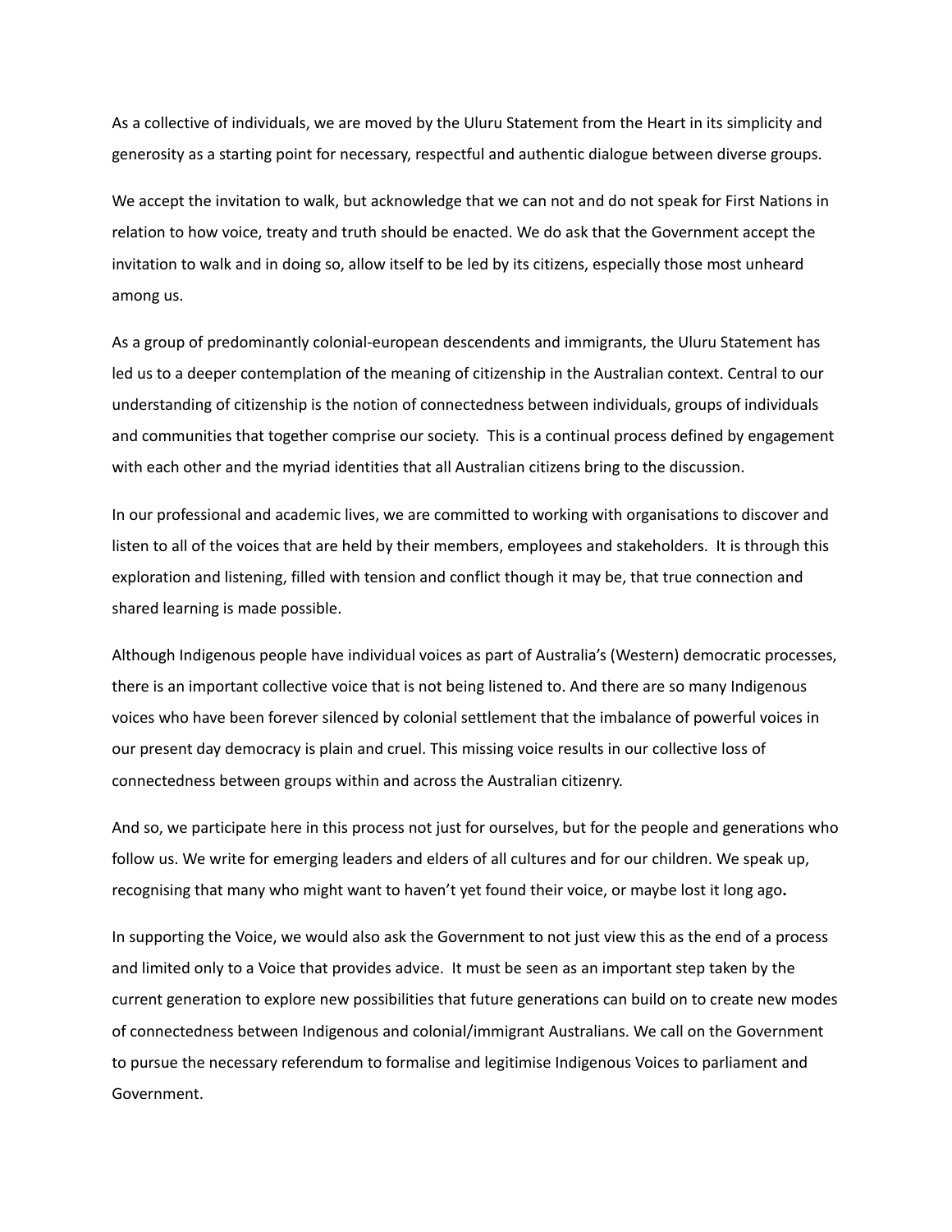As a collective of individuals, we are moved by the Uluru Statement from the Heart in its simplicity and generosity as a starting point for necessary, respectful and authentic dialogue between diverse groups.

We accept the invitation to walk, but acknowledge that we can not and do not speak for First Nations in relation to how voice, treaty and truth should be enacted. We do ask that the Government accept the invitation to walk and in doing so, allow itself to be led by its citizens, especially those most unheard among us.

As a group of predominantly colonial-european descendents and immigrants, the Uluru Statement has led us to a deeper contemplation of the meaning of citizenship in the Australian context. Central to our understanding of citizenship is the notion of connectedness between individuals, groups of individuals and communities that together comprise our society. This is a continual process defined by engagement with each other and the myriad identities that all Australian citizens bring to the discussion.

In our professional and academic lives, we are committed to working with organisations to discover and listen to all of the voices that are held by their members, employees and stakeholders. It is through this exploration and listening, filled with tension and conflict though it may be, that true connection and shared learning is made possible.

Although Indigenous people have individual voices as part of Australia's (Western) democratic processes, there is an important collective voice that is not being listened to. And there are so many Indigenous voices who have been forever silenced by colonial settlement that the imbalance of powerful voices in our present day democracy is plain and cruel. This missing voice results in our collective loss of connectedness between groups within and across the Australian citizenry.

And so, we participate here in this process not just for ourselves, but for the people and generations who follow us. We write for emerging leaders and elders of all cultures and for our children. We speak up, recognising that many who might want to haven't yet found their voice, or maybe lost it long ago.

In supporting the Voice, we would also ask the Government to not just view this as the end of a process and limited only to a Voice that provides advice. It must be seen as an important step taken by the current generation to explore new possibilities that future generations can build on to create new modes of connectedness between Indigenous and colonial/immigrant Australians. We call on the Government to pursue the necessary referendum to formalise and legitimise Indigenous Voices to parliament and Government.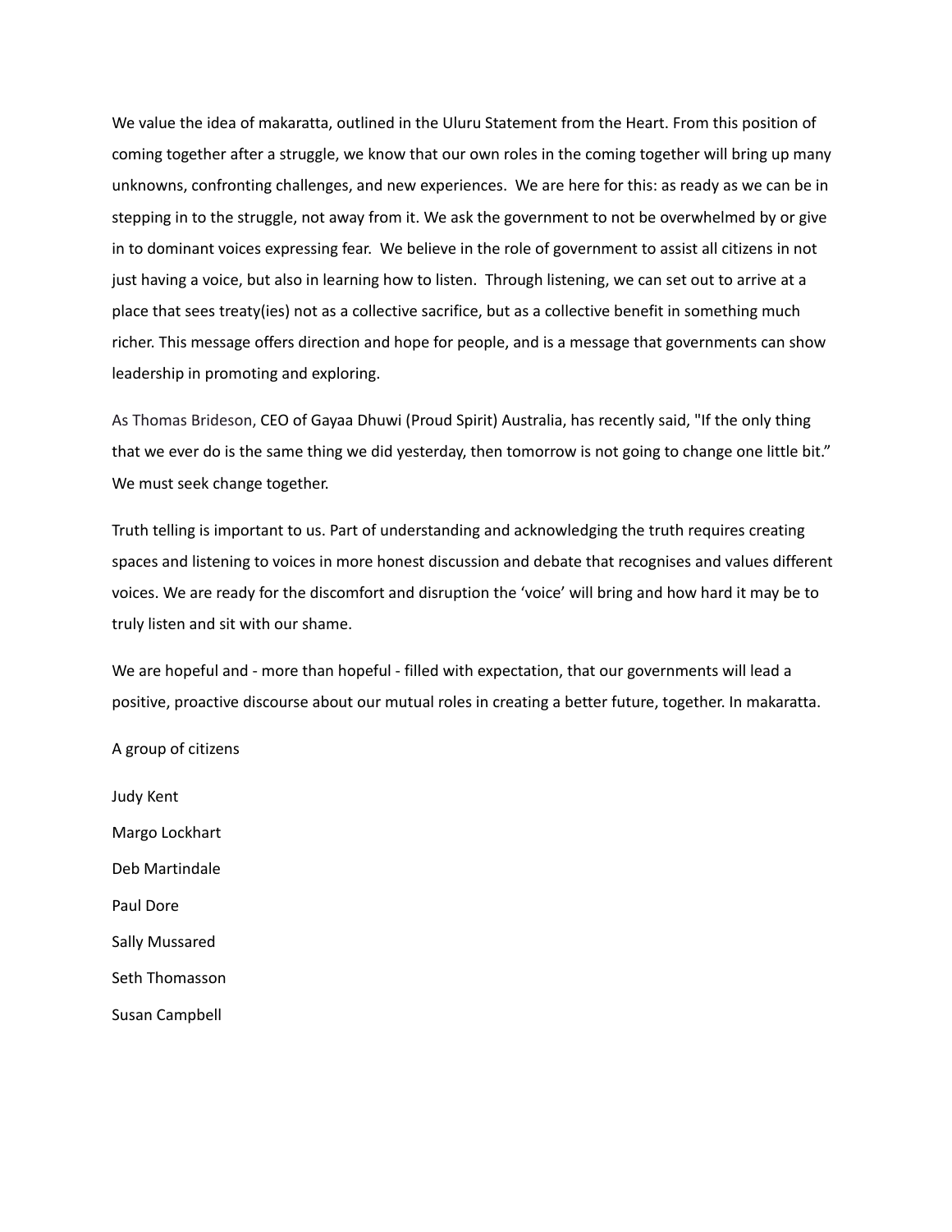We value the idea of makaratta, outlined in the Uluru Statement from the Heart. From this position of coming together after a struggle, we know that our own roles in the coming together will bring up many unknowns, confronting challenges, and new experiences. We are here for this: as ready as we can be in stepping in to the struggle, not away from it. We ask the government to not be overwhelmed by or give in to dominant voices expressing fear. We believe in the role of government to assist all citizens in not just having a voice, but also in learning how to listen. Through listening, we can set out to arrive at a place that sees treaty(ies) not as a collective sacrifice, but as a collective benefit in something much richer. This message offers direction and hope for people, and is a message that governments can show leadership in promoting and exploring.

As Thomas Brideson, CEO of Gayaa Dhuwi (Proud Spirit) Australia, has recently said, "If the only thing that we ever do is the same thing we did yesterday, then tomorrow is not going to change one little bit." We must seek change together.

Truth telling is important to us. Part of understanding and acknowledging the truth requires creating spaces and listening to voices in more honest discussion and debate that recognises and values different voices. We are ready for the discomfort and disruption the 'voice' will bring and how hard it may be to truly listen and sit with our shame.

We are hopeful and - more than hopeful - filled with expectation, that our governments will lead a positive, proactive discourse about our mutual roles in creating a better future, together. In makaratta.

A group of citizens

Judy Kent

Margo Lockhart

Deb Martindale

Paul Dore

Sally Mussared

Seth Thomasson

Susan Campbell